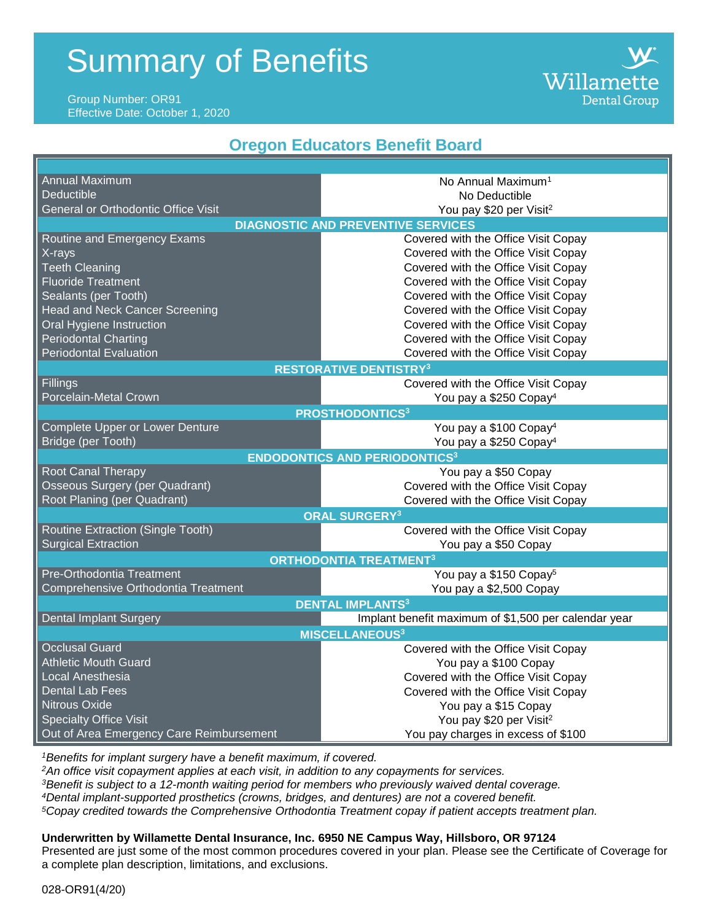# Summary of Benefits

Group Number: OR91
Effective Date: October 1, 2020

Willamette Dental Group

## Oregon Educators Benefit Board

| | |
|---|---|
| Annual Maximum | No Annual Maximum[1] |
| Deductible | No Deductible |
| General or Orthodontic Office Visit | You pay $20 per Visit[2] |
| **DIAGNOSTIC AND PREVENTIVE SERVICES** | |
| Routine and Emergency Exams | Covered with the Office Visit Copay |
| X-rays | Covered with the Office Visit Copay |
| Teeth Cleaning | Covered with the Office Visit Copay |
| Fluoride Treatment | Covered with the Office Visit Copay |
| Sealants (per Tooth) | Covered with the Office Visit Copay |
| Head and Neck Cancer Screening | Covered with the Office Visit Copay |
| Oral Hygiene Instruction | Covered with the Office Visit Copay |
| Periodontal Charting | Covered with the Office Visit Copay |
| Periodontal Evaluation | Covered with the Office Visit Copay |
| **RESTORATIVE DENTISTRY[3]** | |
| Fillings | Covered with the Office Visit Copay |
| Porcelain-Metal Crown | You pay a $250 Copay[4] |
| **PROSTHODONTICS[3]** | |
| Complete Upper or Lower Denture | You pay a $100 Copay[4] |
| Bridge (per Tooth) | You pay a $250 Copay[4] |
| **ENDODONTICS AND PERIODONTICS[3]** | |
| Root Canal Therapy | You pay a $50 Copay |
| Osseous Surgery (per Quadrant) | Covered with the Office Visit Copay |
| Root Planing (per Quadrant) | Covered with the Office Visit Copay |
| **ORAL SURGERY[3]** | |
| Routine Extraction (Single Tooth) | Covered with the Office Visit Copay |
| Surgical Extraction | You pay a $50 Copay |
| **ORTHODONTIA TREATMENT[3]** | |
| Pre-Orthodontia Treatment | You pay a $150 Copay[5] |
| Comprehensive Orthodontia Treatment | You pay a $2,500 Copay |
| **DENTAL IMPLANTS[3]** | |
| Dental Implant Surgery | Implant benefit maximum of $1,500 per calendar year |
| **MISCELLANEOUS[3]** | |
| Occlusal Guard | Covered with the Office Visit Copay |
| Athletic Mouth Guard | You pay a $100 Copay |
| Local Anesthesia | Covered with the Office Visit Copay |
| Dental Lab Fees | Covered with the Office Visit Copay |
| Nitrous Oxide | You pay a $15 Copay |
| Specialty Office Visit | You pay $20 per Visit[2] |
| Out of Area Emergency Care Reimbursement | You pay charges in excess of $100 |

*[1]Benefits for implant surgery have a benefit maximum, if covered.*
*[2]An office visit copayment applies at each visit, in addition to any copayments for services.*
*[3]Benefit is subject to a 12-month waiting period for members who previously waived dental coverage.*
*[4]Dental implant-supported prosthetics (crowns, bridges, and dentures) are not a covered benefit.*
*[5]Copay credited towards the Comprehensive Orthodontia Treatment copay if patient accepts treatment plan.*

**Underwritten by Willamette Dental Insurance, Inc. 6950 NE Campus Way, Hillsboro, OR 97124**
Presented are just some of the most common procedures covered in your plan. Please see the Certificate of Coverage for a complete plan description, limitations, and exclusions.

028-OR91(4/20)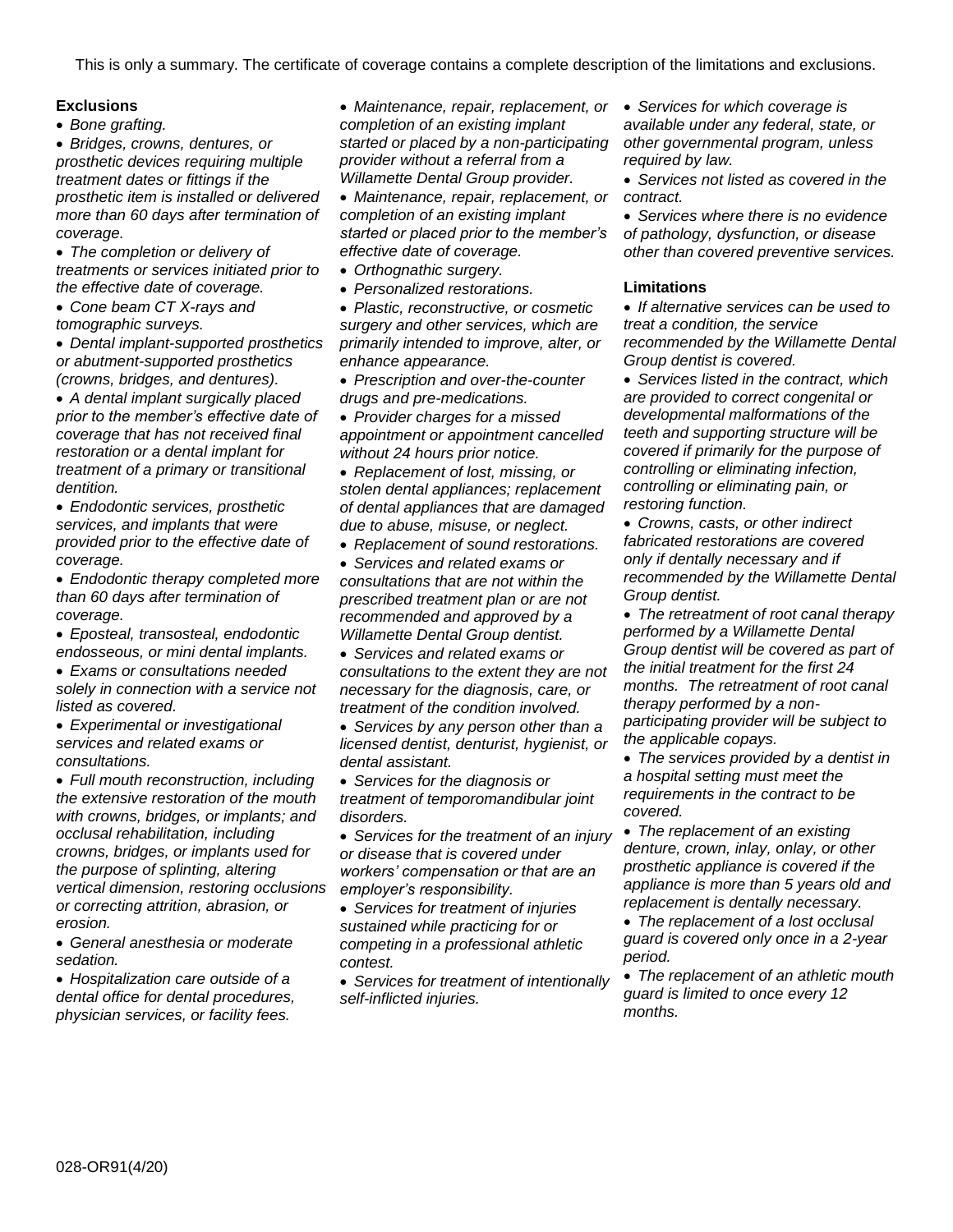This is only a summary. The certificate of coverage contains a complete description of the limitations and exclusions.

**Exclusions**

- *Bone grafting.*
- *Bridges, crowns, dentures, or prosthetic devices requiring multiple treatment dates or fittings if the prosthetic item is installed or delivered more than 60 days after termination of coverage.*
- *The completion or delivery of treatments or services initiated prior to the effective date of coverage.*
- *Cone beam CT X-rays and tomographic surveys.*
- *Dental implant-supported prosthetics or abutment-supported prosthetics (crowns, bridges, and dentures).*
- *A dental implant surgically placed prior to the member's effective date of coverage that has not received final restoration or a dental implant for treatment of a primary or transitional dentition.*
- *Endodontic services, prosthetic services, and implants that were provided prior to the effective date of coverage.*
- *Endodontic therapy completed more than 60 days after termination of coverage.*
- *Eposteal, transosteal, endodontic endosseous, or mini dental implants.*
- *Exams or consultations needed solely in connection with a service not listed as covered.*
- *Experimental or investigational services and related exams or consultations.*
- *Full mouth reconstruction, including the extensive restoration of the mouth with crowns, bridges, or implants; and occlusal rehabilitation, including crowns, bridges, or implants used for the purpose of splinting, altering vertical dimension, restoring occlusions or correcting attrition, abrasion, or erosion.*
- *General anesthesia or moderate sedation.*
- *Hospitalization care outside of a dental office for dental procedures, physician services, or facility fees.*
- *Maintenance, repair, replacement, or completion of an existing implant started or placed by a non-participating provider without a referral from a Willamette Dental Group provider.*
- *Maintenance, repair, replacement, or completion of an existing implant started or placed prior to the member's effective date of coverage.*
- *Orthognathic surgery.*
- *Personalized restorations.*
- *Plastic, reconstructive, or cosmetic surgery and other services, which are primarily intended to improve, alter, or enhance appearance.*
- *Prescription and over-the-counter drugs and pre-medications.*
- *Provider charges for a missed appointment or appointment cancelled without 24 hours prior notice.*
- *Replacement of lost, missing, or stolen dental appliances; replacement of dental appliances that are damaged due to abuse, misuse, or neglect.*
- *Replacement of sound restorations.*
- *Services and related exams or consultations that are not within the prescribed treatment plan or are not recommended and approved by a Willamette Dental Group dentist.*
- *Services and related exams or consultations to the extent they are not necessary for the diagnosis, care, or treatment of the condition involved.*
- *Services by any person other than a licensed dentist, denturist, hygienist, or dental assistant.*
- *Services for the diagnosis or treatment of temporomandibular joint disorders.*
- *Services for the treatment of an injury or disease that is covered under workers' compensation or that are an employer's responsibility.*
- *Services for treatment of injuries sustained while practicing for or competing in a professional athletic contest.*
- *Services for treatment of intentionally self-inflicted injuries.*
- *Services for which coverage is available under any federal, state, or other governmental program, unless required by law.*
- *Services not listed as covered in the contract.*
- *Services where there is no evidence of pathology, dysfunction, or disease other than covered preventive services.*

**Limitations**

- *If alternative services can be used to treat a condition, the service recommended by the Willamette Dental Group dentist is covered.*
- *Services listed in the contract, which are provided to correct congenital or developmental malformations of the teeth and supporting structure will be covered if primarily for the purpose of controlling or eliminating infection, controlling or eliminating pain, or restoring function.*
- *Crowns, casts, or other indirect fabricated restorations are covered only if dentally necessary and if recommended by the Willamette Dental Group dentist.*
- *The retreatment of root canal therapy performed by a Willamette Dental Group dentist will be covered as part of the initial treatment for the first 24 months. The retreatment of root canal therapy performed by a non-participating provider will be subject to the applicable copays.*
- *The services provided by a dentist in a hospital setting must meet the requirements in the contract to be covered.*
- *The replacement of an existing denture, crown, inlay, onlay, or other prosthetic appliance is covered if the appliance is more than 5 years old and replacement is dentally necessary.*
- *The replacement of a lost occlusal guard is covered only once in a 2-year period.*
- *The replacement of an athletic mouth guard is limited to once every 12 months.*

028-OR91(4/20)